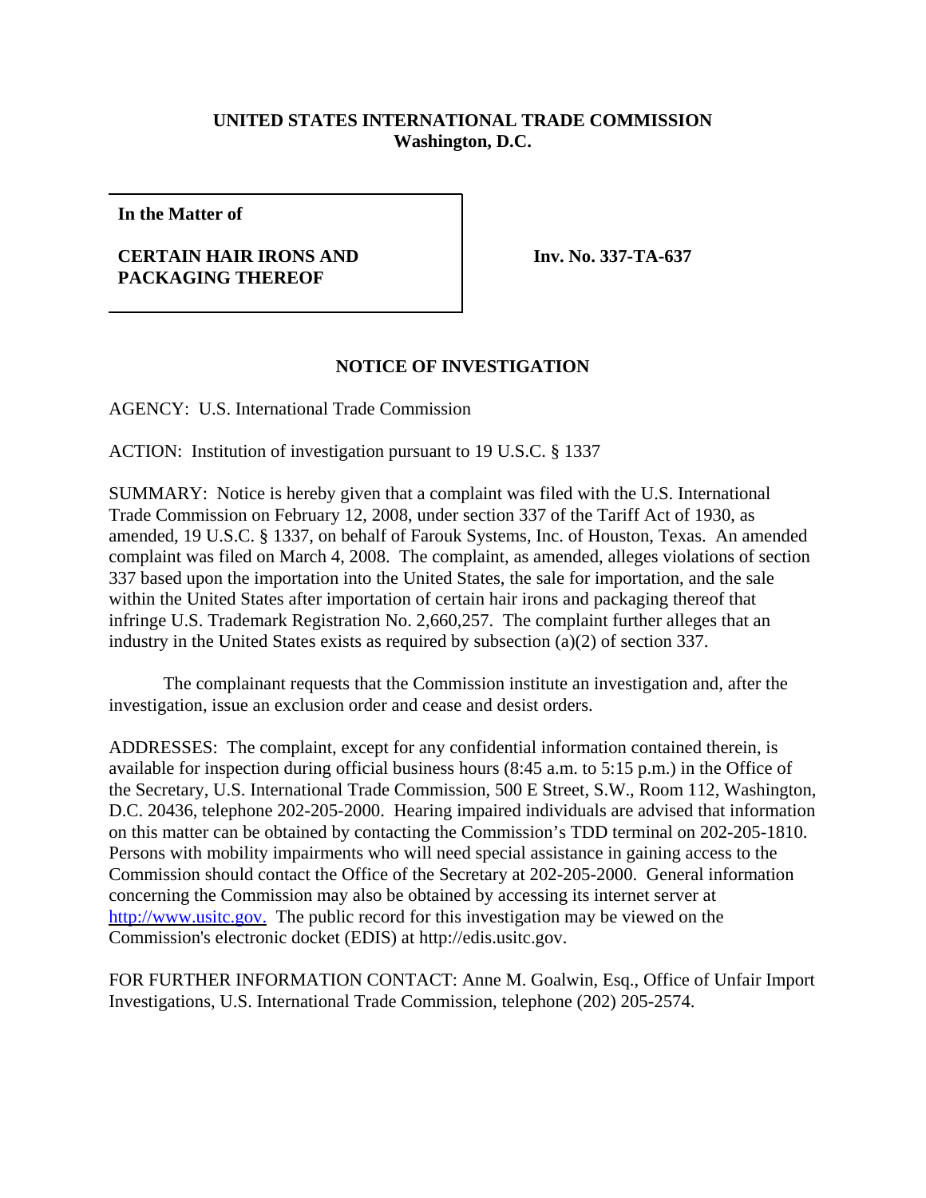**UNITED STATES INTERNATIONAL TRADE COMMISSION**
**Washington, D.C.**

| **In the Matter of**<br><br>**CERTAIN HAIR IRONS AND PACKAGING THEREOF** | **Inv. No. 337-TA-637** |
|---|---|

## NOTICE OF INVESTIGATION

AGENCY: U.S. International Trade Commission

ACTION: Institution of investigation pursuant to 19 U.S.C. § 1337

SUMMARY: Notice is hereby given that a complaint was filed with the U.S. International Trade Commission on February 12, 2008, under section 337 of the Tariff Act of 1930, as amended, 19 U.S.C. § 1337, on behalf of Farouk Systems, Inc. of Houston, Texas. An amended complaint was filed on March 4, 2008. The complaint, as amended, alleges violations of section 337 based upon the importation into the United States, the sale for importation, and the sale within the United States after importation of certain hair irons and packaging thereof that infringe U.S. Trademark Registration No. 2,660,257. The complaint further alleges that an industry in the United States exists as required by subsection (a)(2) of section 337.

The complainant requests that the Commission institute an investigation and, after the investigation, issue an exclusion order and cease and desist orders.

ADDRESSES: The complaint, except for any confidential information contained therein, is available for inspection during official business hours (8:45 a.m. to 5:15 p.m.) in the Office of the Secretary, U.S. International Trade Commission, 500 E Street, S.W., Room 112, Washington, D.C. 20436, telephone 202-205-2000. Hearing impaired individuals are advised that information on this matter can be obtained by contacting the Commission's TDD terminal on 202-205-1810. Persons with mobility impairments who will need special assistance in gaining access to the Commission should contact the Office of the Secretary at 202-205-2000. General information concerning the Commission may also be obtained by accessing its internet server at http://www.usitc.gov. The public record for this investigation may be viewed on the Commission's electronic docket (EDIS) at http://edis.usitc.gov.

FOR FURTHER INFORMATION CONTACT: Anne M. Goalwin, Esq., Office of Unfair Import Investigations, U.S. International Trade Commission, telephone (202) 205-2574.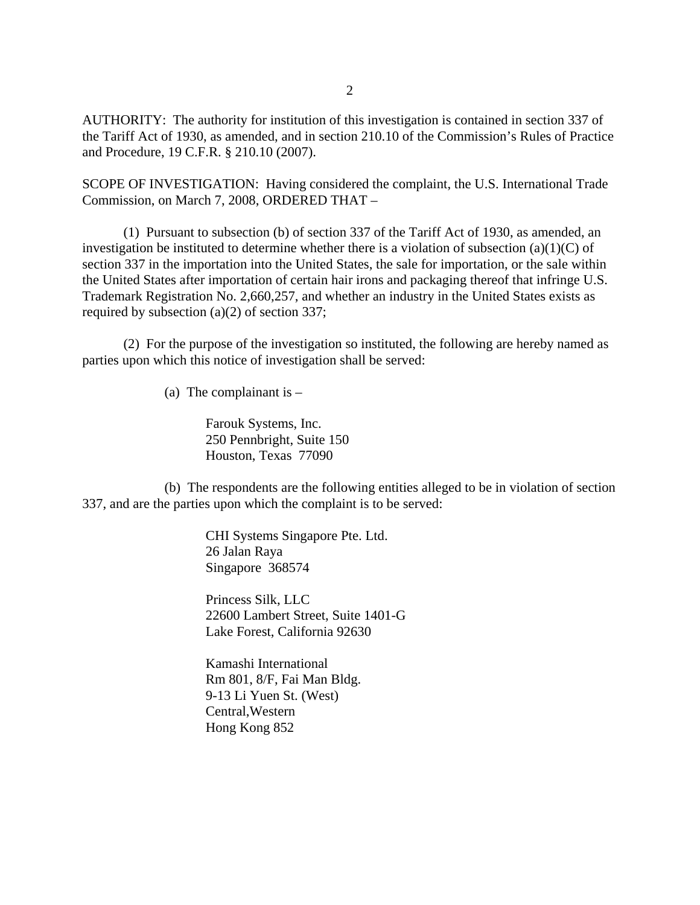AUTHORITY: The authority for institution of this investigation is contained in section 337 of the Tariff Act of 1930, as amended, and in section 210.10 of the Commission's Rules of Practice and Procedure, 19 C.F.R. § 210.10 (2007).

SCOPE OF INVESTIGATION: Having considered the complaint, the U.S. International Trade Commission, on March 7, 2008, ORDERED THAT –

(1) Pursuant to subsection (b) of section 337 of the Tariff Act of 1930, as amended, an investigation be instituted to determine whether there is a violation of subsection (a)(1)(C) of section 337 in the importation into the United States, the sale for importation, or the sale within the United States after importation of certain hair irons and packaging thereof that infringe U.S. Trademark Registration No. 2,660,257, and whether an industry in the United States exists as required by subsection (a)(2) of section 337;

(2) For the purpose of the investigation so instituted, the following are hereby named as parties upon which this notice of investigation shall be served:

(a) The complainant is –

Farouk Systems, Inc.
250 Pennbright, Suite 150
Houston, Texas 77090

(b) The respondents are the following entities alleged to be in violation of section 337, and are the parties upon which the complaint is to be served:

CHI Systems Singapore Pte. Ltd.
26 Jalan Raya
Singapore 368574

Princess Silk, LLC
22600 Lambert Street, Suite 1401-G
Lake Forest, California 92630

Kamashi International
Rm 801, 8/F, Fai Man Bldg.
9-13 Li Yuen St. (West)
Central,Western
Hong Kong 852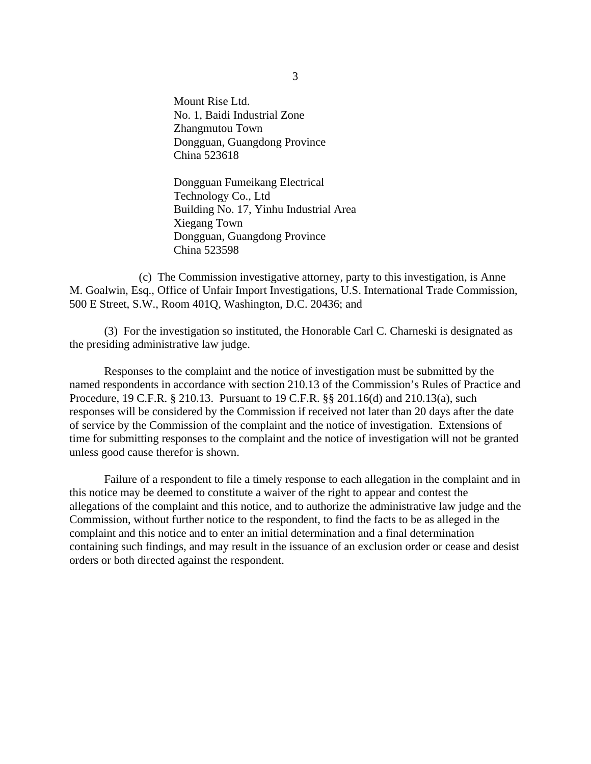Mount Rise Ltd.
No. 1, Baidi Industrial Zone
Zhangmutou Town
Dongguan, Guangdong Province
China 523618

Dongguan Fumeikang Electrical
Technology Co., Ltd
Building No. 17, Yinhu Industrial Area
Xiegang Town
Dongguan, Guangdong Province
China 523598

(c) The Commission investigative attorney, party to this investigation, is Anne M. Goalwin, Esq., Office of Unfair Import Investigations, U.S. International Trade Commission, 500 E Street, S.W., Room 401Q, Washington, D.C. 20436; and

(3) For the investigation so instituted, the Honorable Carl C. Charneski is designated as the presiding administrative law judge.

Responses to the complaint and the notice of investigation must be submitted by the named respondents in accordance with section 210.13 of the Commission's Rules of Practice and Procedure, 19 C.F.R. § 210.13. Pursuant to 19 C.F.R. §§ 201.16(d) and 210.13(a), such responses will be considered by the Commission if received not later than 20 days after the date of service by the Commission of the complaint and the notice of investigation. Extensions of time for submitting responses to the complaint and the notice of investigation will not be granted unless good cause therefor is shown.

Failure of a respondent to file a timely response to each allegation in the complaint and in this notice may be deemed to constitute a waiver of the right to appear and contest the allegations of the complaint and this notice, and to authorize the administrative law judge and the Commission, without further notice to the respondent, to find the facts to be as alleged in the complaint and this notice and to enter an initial determination and a final determination containing such findings, and may result in the issuance of an exclusion order or cease and desist orders or both directed against the respondent.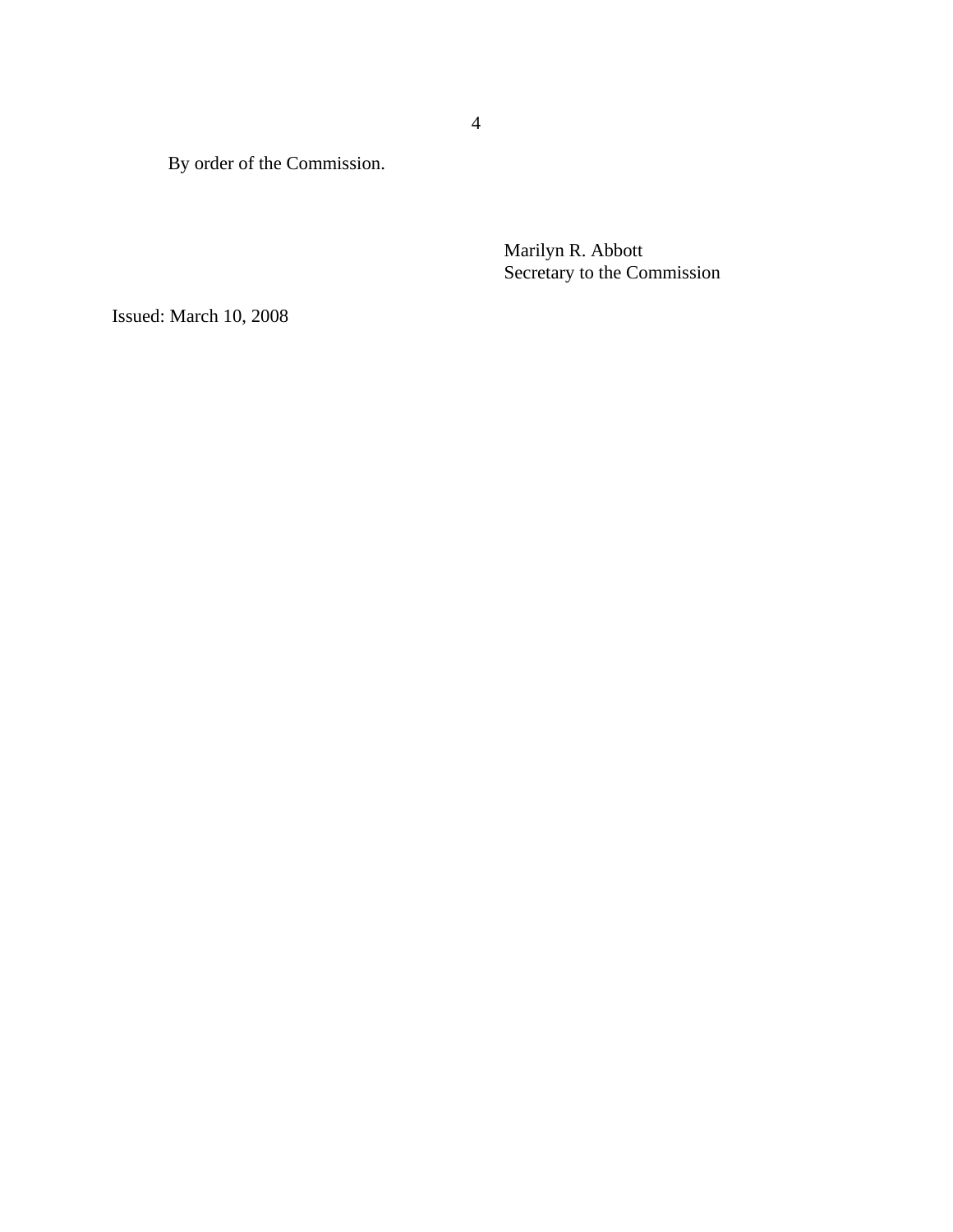By order of the Commission.

Marilyn R. Abbott
Secretary to the Commission

Issued: March 10, 2008